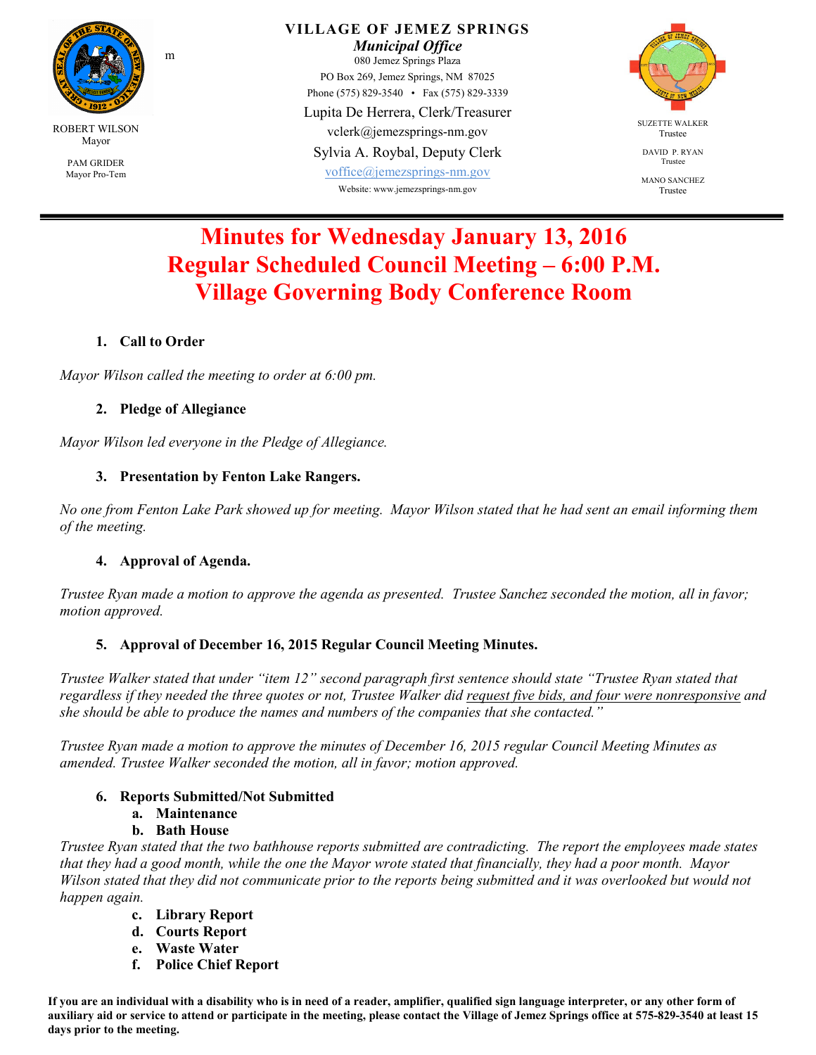ROBERT WILSON
Mayor

PAM GRIDER
Mayor Pro-Tem

m

**VILLAGE OF JEMEZ SPRINGS**
***Municipal Office***
080 Jemez Springs Plaza
PO Box 269, Jemez Springs, NM 87025
Phone (575) 829-3540 • Fax (575) 829-3339
Lupita De Herrera, Clerk/Treasurer
vclerk@jemezsprings-nm.gov
Sylvia A. Roybal, Deputy Clerk
voffice@jemezsprings-nm.gov
Website: www.jemezsprings-nm.gov

SUZETTE WALKER
Trustee

DAVID P. RYAN
Trustee

MANO SANCHEZ
Trustee

# Minutes for Wednesday January 13, 2016
# Regular Scheduled Council Meeting – 6:00 P.M.
# Village Governing Body Conference Room

1. **Call to Order**

*Mayor Wilson called the meeting to order at 6:00 pm.*

2. **Pledge of Allegiance**

*Mayor Wilson led everyone in the Pledge of Allegiance.*

3. **Presentation by Fenton Lake Rangers.**

*No one from Fenton Lake Park showed up for meeting. Mayor Wilson stated that he had sent an email informing them of the meeting.*

4. **Approval of Agenda.**

*Trustee Ryan made a motion to approve the agenda as presented. Trustee Sanchez seconded the motion, all in favor; motion approved.*

5. **Approval of December 16, 2015 Regular Council Meeting Minutes.**

*Trustee Walker stated that under "item 12" second paragraph first sentence should state "Trustee Ryan stated that regardless if they needed the three quotes or not, Trustee Walker did <u>request five bids, and four were nonresponsive</u> and she should be able to produce the names and numbers of the companies that she contacted."*

*Trustee Ryan made a motion to approve the minutes of December 16, 2015 regular Council Meeting Minutes as amended. Trustee Walker seconded the motion, all in favor; motion approved.*

6. **Reports Submitted/Not Submitted**
   a. **Maintenance**
   b. **Bath House**

*Trustee Ryan stated that the two bathhouse reports submitted are contradicting. The report the employees made states that they had a good month, while the one the Mayor wrote stated that financially, they had a poor month. Mayor Wilson stated that they did not communicate prior to the reports being submitted and it was overlooked but would not happen again.*

   c. **Library Report**
   d. **Courts Report**
   e. **Waste Water**
   f. **Police Chief Report**

**If you are an individual with a disability who is in need of a reader, amplifier, qualified sign language interpreter, or any other form of auxiliary aid or service to attend or participate in the meeting, please contact the Village of Jemez Springs office at 575-829-3540 at least 15 days prior to the meeting.**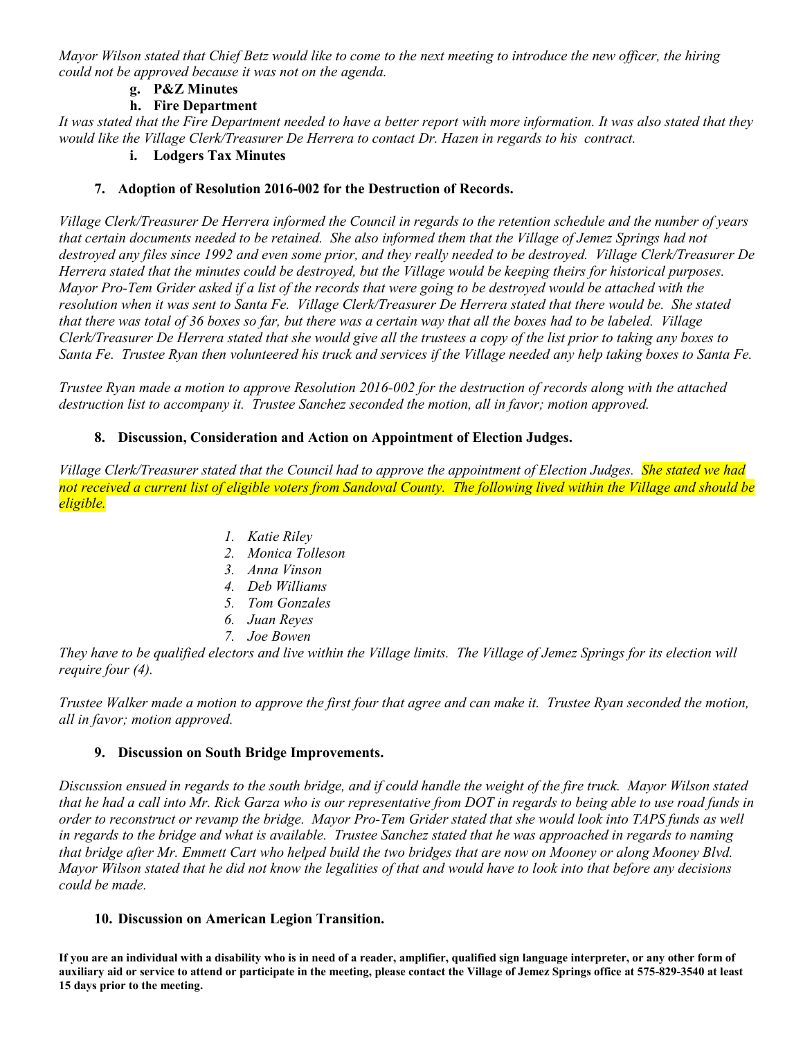*Mayor Wilson stated that Chief Betz would like to come to the next meeting to introduce the new officer, the hiring could not be approved because it was not on the agenda.*

**g. P&Z Minutes**

**h. Fire Department**

*It was stated that the Fire Department needed to have a better report with more information. It was also stated that they would like the Village Clerk/Treasurer De Herrera to contact Dr. Hazen in regards to his contract.*

**i. Lodgers Tax Minutes**

**7. Adoption of Resolution 2016-002 for the Destruction of Records.**

*Village Clerk/Treasurer De Herrera informed the Council in regards to the retention schedule and the number of years that certain documents needed to be retained. She also informed them that the Village of Jemez Springs had not destroyed any files since 1992 and even some prior, and they really needed to be destroyed. Village Clerk/Treasurer De Herrera stated that the minutes could be destroyed, but the Village would be keeping theirs for historical purposes. Mayor Pro-Tem Grider asked if a list of the records that were going to be destroyed would be attached with the resolution when it was sent to Santa Fe. Village Clerk/Treasurer De Herrera stated that there would be. She stated that there was total of 36 boxes so far, but there was a certain way that all the boxes had to be labeled. Village Clerk/Treasurer De Herrera stated that she would give all the trustees a copy of the list prior to taking any boxes to Santa Fe. Trustee Ryan then volunteered his truck and services if the Village needed any help taking boxes to Santa Fe.*

*Trustee Ryan made a motion to approve Resolution 2016-002 for the destruction of records along with the attached destruction list to accompany it. Trustee Sanchez seconded the motion, all in favor; motion approved.*

**8. Discussion, Consideration and Action on Appointment of Election Judges.**

*Village Clerk/Treasurer stated that the Council had to approve the appointment of Election Judges. She stated we had not received a current list of eligible voters from Sandoval County. The following lived within the Village and should be eligible.*

1. *Katie Riley*
2. *Monica Tolleson*
3. *Anna Vinson*
4. *Deb Williams*
5. *Tom Gonzales*
6. *Juan Reyes*
7. *Joe Bowen*

*They have to be qualified electors and live within the Village limits. The Village of Jemez Springs for its election will require four (4).*

*Trustee Walker made a motion to approve the first four that agree and can make it. Trustee Ryan seconded the motion, all in favor; motion approved.*

**9. Discussion on South Bridge Improvements.**

*Discussion ensued in regards to the south bridge, and if could handle the weight of the fire truck. Mayor Wilson stated that he had a call into Mr. Rick Garza who is our representative from DOT in regards to being able to use road funds in order to reconstruct or revamp the bridge. Mayor Pro-Tem Grider stated that she would look into TAPS funds as well in regards to the bridge and what is available. Trustee Sanchez stated that he was approached in regards to naming that bridge after Mr. Emmett Cart who helped build the two bridges that are now on Mooney or along Mooney Blvd. Mayor Wilson stated that he did not know the legalities of that and would have to look into that before any decisions could be made.*

**10. Discussion on American Legion Transition.**

**If you are an individual with a disability who is in need of a reader, amplifier, qualified sign language interpreter, or any other form of auxiliary aid or service to attend or participate in the meeting, please contact the Village of Jemez Springs office at 575-829-3540 at least 15 days prior to the meeting.**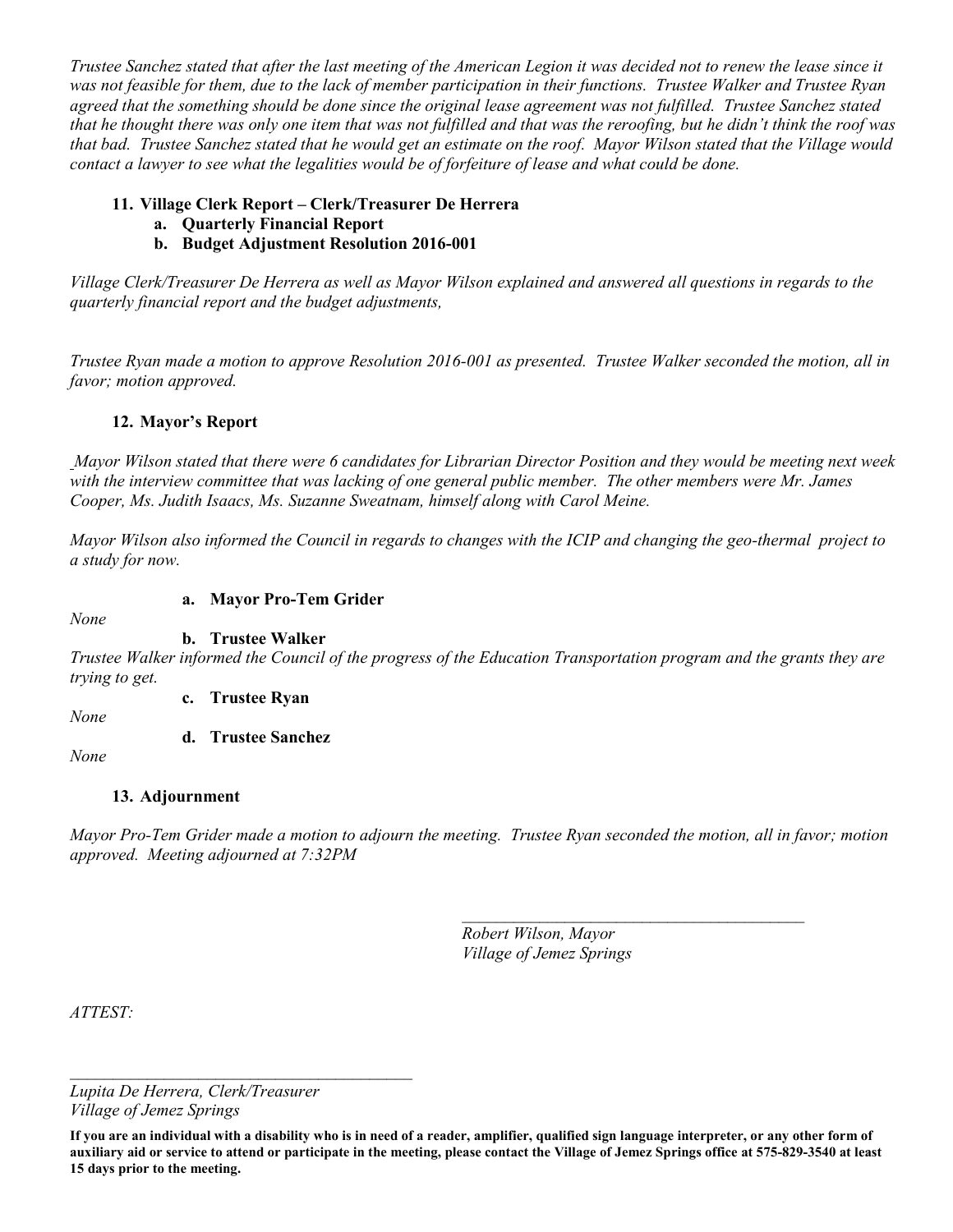*Trustee Sanchez stated that after the last meeting of the American Legion it was decided not to renew the lease since it was not feasible for them, due to the lack of member participation in their functions. Trustee Walker and Trustee Ryan agreed that the something should be done since the original lease agreement was not fulfilled. Trustee Sanchez stated that he thought there was only one item that was not fulfilled and that was the reroofing, but he didn't think the roof was that bad. Trustee Sanchez stated that he would get an estimate on the roof. Mayor Wilson stated that the Village would contact a lawyer to see what the legalities would be of forfeiture of lease and what could be done.*

**11. Village Clerk Report – Clerk/Treasurer De Herrera**

- **a. Quarterly Financial Report**
- **b. Budget Adjustment Resolution 2016-001**

*Village Clerk/Treasurer De Herrera as well as Mayor Wilson explained and answered all questions in regards to the quarterly financial report and the budget adjustments,*

*Trustee Ryan made a motion to approve Resolution 2016-001 as presented. Trustee Walker seconded the motion, all in favor; motion approved.*

**12. Mayor's Report**

*Mayor Wilson stated that there were 6 candidates for Librarian Director Position and they would be meeting next week with the interview committee that was lacking of one general public member. The other members were Mr. James Cooper, Ms. Judith Isaacs, Ms. Suzanne Sweatnam, himself along with Carol Meine.*

*Mayor Wilson also informed the Council in regards to changes with the ICIP and changing the geo-thermal project to a study for now.*

**a. Mayor Pro-Tem Grider**

*None*

**b. Trustee Walker**

*Trustee Walker informed the Council of the progress of the Education Transportation program and the grants they are trying to get.*

**c. Trustee Ryan**

*None*

**d. Trustee Sanchez**

*None*

**13. Adjournment**

*Mayor Pro-Tem Grider made a motion to adjourn the meeting. Trustee Ryan seconded the motion, all in favor; motion approved. Meeting adjourned at 7:32PM*

\_\_\_\_\_\_\_\_\_\_\_\_\_\_\_\_\_\_\_\_\_\_\_\_\_\_\_\_\_\_\_\_\_\_\_\_\_\_\_\_\_\_
*Robert Wilson, Mayor*
*Village of Jemez Springs*

*ATTEST:*

\_\_\_\_\_\_\_\_\_\_\_\_\_\_\_\_\_\_\_\_\_\_\_\_\_\_\_\_\_\_\_\_\_\_\_\_\_\_\_\_\_\_
*Lupita De Herrera, Clerk/Treasurer*
*Village of Jemez Springs*

**If you are an individual with a disability who is in need of a reader, amplifier, qualified sign language interpreter, or any other form of auxiliary aid or service to attend or participate in the meeting, please contact the Village of Jemez Springs office at 575-829-3540 at least 15 days prior to the meeting.**